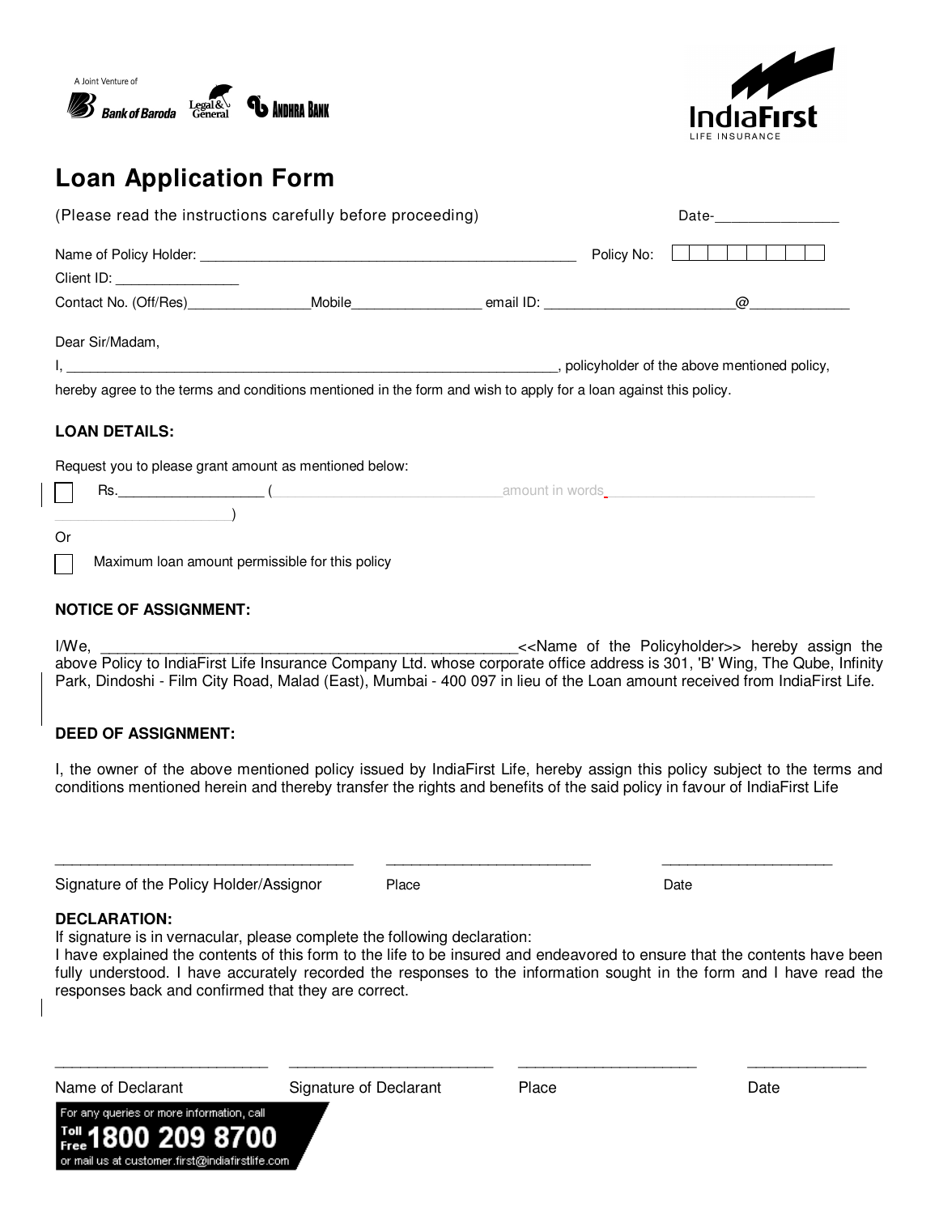A Joint Venture of Bank of Baroda, Legal & General, Andhra Bank

IndiaFirst LIFE INSURANCE

# Loan Application Form

(Please read the instructions carefully before proceeding) Date-________________

Name of Policy Holder: __________________________________________________ Policy No: ☐☐☐☐☐☐☐☐

Client ID: ________________

Contact No. (Off/Res)________________Mobile________________ email ID: ________________________@_____________

Dear Sir/Madam,

I, _________________________________________________________________, policyholder of the above mentioned policy, hereby agree to the terms and conditions mentioned in the form and wish to apply for a loan against this policy.

## LOAN DETAILS:

Request you to please grant amount as mentioned below:

☐ Rs.___________________ (______________________________amount in words______________________________ ______________________)

Or

☐ Maximum loan amount permissible for this policy

## NOTICE OF ASSIGNMENT:

I/We, ____________________________________________________<<Name of the Policyholder>> hereby assign the above Policy to IndiaFirst Life Insurance Company Ltd. whose corporate office address is 301, 'B' Wing, The Qube, Infinity Park, Dindoshi - Film City Road, Malad (East), Mumbai - 400 097 in lieu of the Loan amount received from IndiaFirst Life.

## DEED OF ASSIGNMENT:

I, the owner of the above mentioned policy issued by IndiaFirst Life, hereby assign this policy subject to the terms and conditions mentioned herein and thereby transfer the rights and benefits of the said policy in favour of IndiaFirst Life

______________________________________ ___________________________ ______________________

Signature of the Policy Holder/Assignor Place Date

## DECLARATION:

If signature is in vernacular, please complete the following declaration:
I have explained the contents of this form to the life to be insured and endeavored to ensure that the contents have been fully understood. I have accurately recorded the responses to the information sought in the form and I have read the responses back and confirmed that they are correct.

___________________________ ___________________________ _______________________ _______________

Name of Declarant Signature of Declarant Place Date

For any queries or more information, call Toll Free 1800 209 8700 or mail us at customer.first@indiafirstlife.com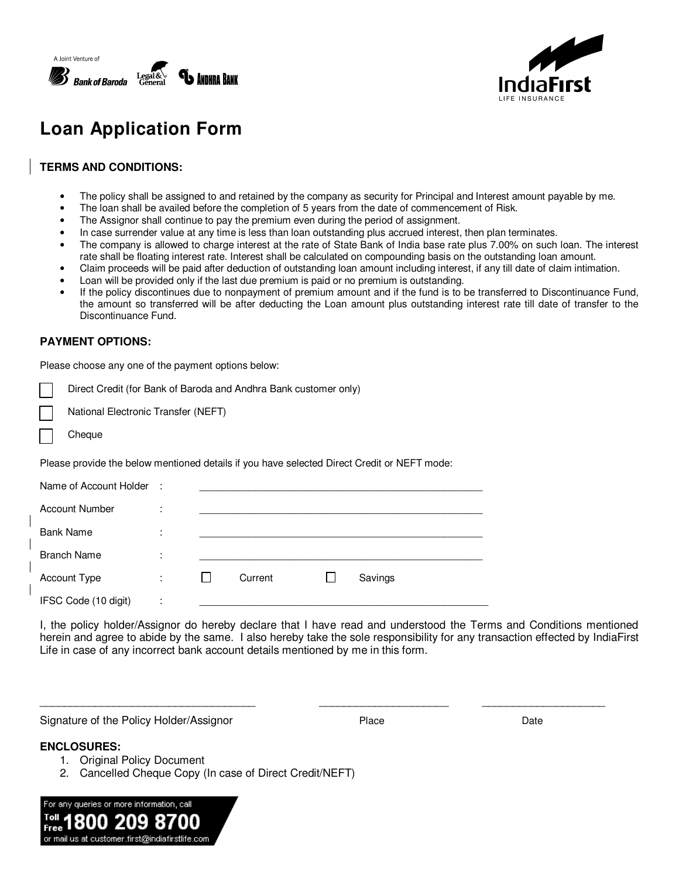A Joint Venture of

Bank of Baroda | Legal & General | Andhra Bank

IndiaFirst
LIFE INSURANCE

# Loan Application Form

## TERMS AND CONDITIONS:

- The policy shall be assigned to and retained by the company as security for Principal and Interest amount payable by me.
- The loan shall be availed before the completion of 5 years from the date of commencement of Risk.
- The Assignor shall continue to pay the premium even during the period of assignment.
- In case surrender value at any time is less than loan outstanding plus accrued interest, then plan terminates.
- The company is allowed to charge interest at the rate of State Bank of India base rate plus 7.00% on such loan. The interest rate shall be floating interest rate. Interest shall be calculated on compounding basis on the outstanding loan amount.
- Claim proceeds will be paid after deduction of outstanding loan amount including interest, if any till date of claim intimation.
- Loan will be provided only if the last due premium is paid or no premium is outstanding.
- If the policy discontinues due to nonpayment of premium amount and if the fund is to be transferred to Discontinuance Fund, the amount so transferred will be after deducting the Loan amount plus outstanding interest rate till date of transfer to the Discontinuance Fund.

## PAYMENT OPTIONS:

Please choose any one of the payment options below:

- ☐ Direct Credit (for Bank of Baroda and Andhra Bank customer only)
- ☐ National Electronic Transfer (NEFT)
- ☐ Cheque

Please provide the below mentioned details if you have selected Direct Credit or NEFT mode:

Name of Account Holder : ____________________________________________________

Account Number : ____________________________________________________

Bank Name : ____________________________________________________

Branch Name : ____________________________________________________

Account Type : ☐ Current ☐ Savings

IFSC Code (10 digit) : ____________________________________________________

I, the policy holder/Assignor do hereby declare that I have read and understood the Terms and Conditions mentioned herein and agree to abide by the same. I also hereby take the sole responsibility for any transaction effected by IndiaFirst Life in case of any incorrect bank account details mentioned by me in this form.

____________________________________ ______________________ _____________________

Signature of the Policy Holder/Assignor Place Date

## ENCLOSURES:

1. Original Policy Document
2. Cancelled Cheque Copy (In case of Direct Credit/NEFT)

For any queries or more information, call
Toll Free 1800 209 8700
or mail us at customer.first@indiafirstlife.com